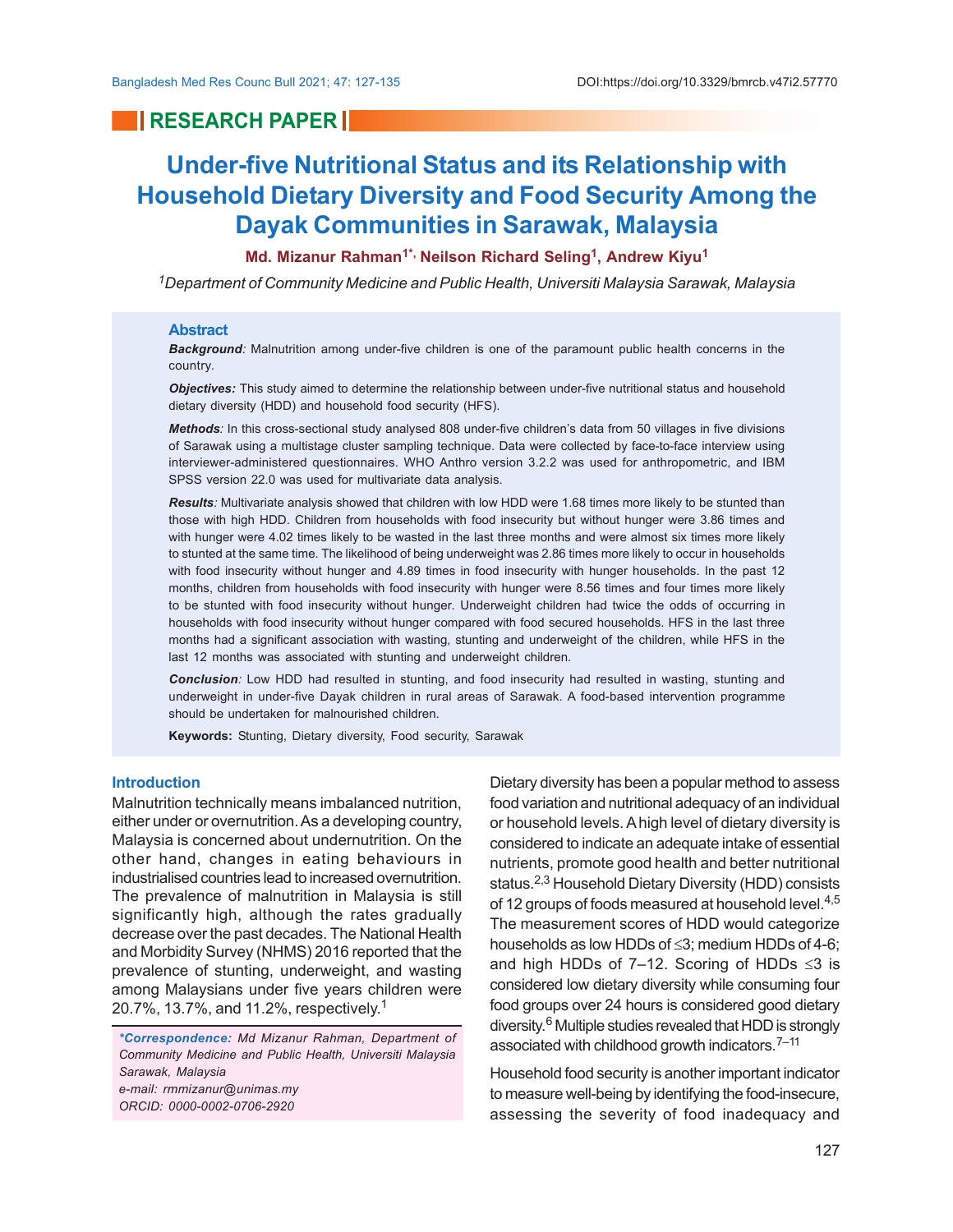RESEARCH PAPER

# Under-five Nutritional Status and its Relationship with Household Dietary Diversity and Food Security Among the Dayak Communities in Sarawak, Malaysia

**Md. Mizanur Rahman[1*], Neilson Richard Seling[1], Andrew Kiyu[1]**

[1]*Department of Community Medicine and Public Health, Universiti Malaysia Sarawak, Malaysia*

## Abstract

***Background**:* Malnutrition among under-five children is one of the paramount public health concerns in the country.

***Objectives:*** This study aimed to determine the relationship between under-five nutritional status and household dietary diversity (HDD) and household food security (HFS).

***Methods**:* In this cross-sectional study analysed 808 under-five children's data from 50 villages in five divisions of Sarawak using a multistage cluster sampling technique. Data were collected by face-to-face interview using interviewer-administered questionnaires. WHO Anthro version 3.2.2 was used for anthropometric, and IBM SPSS version 22.0 was used for multivariate data analysis.

***Results**:* Multivariate analysis showed that children with low HDD were 1.68 times more likely to be stunted than those with high HDD. Children from households with food insecurity but without hunger were 3.86 times and with hunger were 4.02 times likely to be wasted in the last three months and were almost six times more likely to stunted at the same time. The likelihood of being underweight was 2.86 times more likely to occur in households with food insecurity without hunger and 4.89 times in food insecurity with hunger households. In the past 12 months, children from households with food insecurity with hunger were 8.56 times and four times more likely to be stunted with food insecurity without hunger. Underweight children had twice the odds of occurring in households with food insecurity without hunger compared with food secured households. HFS in the last three months had a significant association with wasting, stunting and underweight of the children, while HFS in the last 12 months was associated with stunting and underweight children.

***Conclusion**:* Low HDD had resulted in stunting, and food insecurity had resulted in wasting, stunting and underweight in under-five Dayak children in rural areas of Sarawak. A food-based intervention programme should be undertaken for malnourished children.

**Keywords:** Stunting, Dietary diversity, Food security, Sarawak

## Introduction

Malnutrition technically means imbalanced nutrition, either under or overnutrition. As a developing country, Malaysia is concerned about undernutrition. On the other hand, changes in eating behaviours in industrialised countries lead to increased overnutrition. The prevalence of malnutrition in Malaysia is still significantly high, although the rates gradually decrease over the past decades. The National Health and Morbidity Survey (NHMS) 2016 reported that the prevalence of stunting, underweight, and wasting among Malaysians under five years children were 20.7%, 13.7%, and 11.2%, respectively.[1]

*\*Correspondence: Md Mizanur Rahman, Department of Community Medicine and Public Health, Universiti Malaysia Sarawak, Malaysia*
*e-mail: rmmizanur@unimas.my*
*ORCID: 0000-0002-0706-2920*

Dietary diversity has been a popular method to assess food variation and nutritional adequacy of an individual or household levels. A high level of dietary diversity is considered to indicate an adequate intake of essential nutrients, promote good health and better nutritional status.[2,3] Household Dietary Diversity (HDD) consists of 12 groups of foods measured at household level.[4,5] The measurement scores of HDD would categorize households as low HDDs of ≤3; medium HDDs of 4-6; and high HDDs of 7–12. Scoring of HDDs ≤3 is considered low dietary diversity while consuming four food groups over 24 hours is considered good dietary diversity.[6] Multiple studies revealed that HDD is strongly associated with childhood growth indicators.[7–11]

Household food security is another important indicator to measure well-being by identifying the food-insecure, assessing the severity of food inadequacy and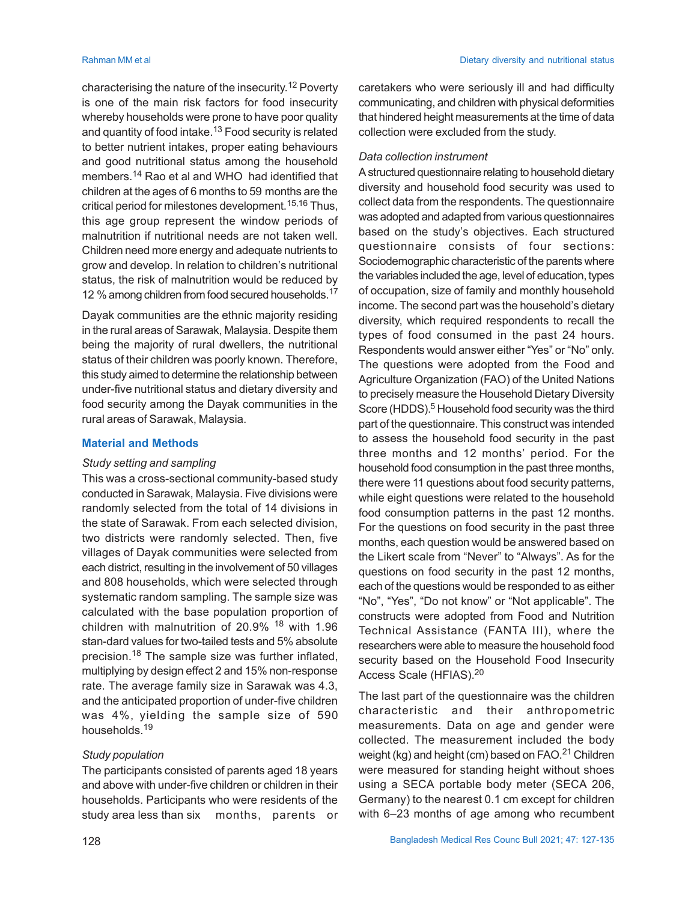characterising the nature of the insecurity.[12] Poverty is one of the main risk factors for food insecurity whereby households were prone to have poor quality and quantity of food intake.[13] Food security is related to better nutrient intakes, proper eating behaviours and good nutritional status among the household members.[14] Rao et al and WHO had identified that children at the ages of 6 months to 59 months are the critical period for milestones development.[15,16] Thus, this age group represent the window periods of malnutrition if nutritional needs are not taken well. Children need more energy and adequate nutrients to grow and develop. In relation to children's nutritional status, the risk of malnutrition would be reduced by 12 % among children from food secured households.[17]

Dayak communities are the ethnic majority residing in the rural areas of Sarawak, Malaysia. Despite them being the majority of rural dwellers, the nutritional status of their children was poorly known. Therefore, this study aimed to determine the relationship between under-five nutritional status and dietary diversity and food security among the Dayak communities in the rural areas of Sarawak, Malaysia.

## Material and Methods

*Study setting and sampling*

This was a cross-sectional community-based study conducted in Sarawak, Malaysia. Five divisions were randomly selected from the total of 14 divisions in the state of Sarawak. From each selected division, two districts were randomly selected. Then, five villages of Dayak communities were selected from each district, resulting in the involvement of 50 villages and 808 households, which were selected through systematic random sampling. The sample size was calculated with the base population proportion of children with malnutrition of 20.9% [18] with 1.96 stan-dard values for two-tailed tests and 5% absolute precision.[18] The sample size was further inflated, multiplying by design effect 2 and 15% non-response rate. The average family size in Sarawak was 4.3, and the anticipated proportion of under-five children was 4%, yielding the sample size of 590 households.[19]

*Study population*

The participants consisted of parents aged 18 years and above with under-five children or children in their households. Participants who were residents of the study area less than six months, parents or caretakers who were seriously ill and had difficulty communicating, and children with physical deformities that hindered height measurements at the time of data collection were excluded from the study.

*Data collection instrument*

A structured questionnaire relating to household dietary diversity and household food security was used to collect data from the respondents. The questionnaire was adopted and adapted from various questionnaires based on the study's objectives. Each structured questionnaire consists of four sections: Sociodemographic characteristic of the parents where the variables included the age, level of education, types of occupation, size of family and monthly household income. The second part was the household's dietary diversity, which required respondents to recall the types of food consumed in the past 24 hours. Respondents would answer either "Yes" or "No" only. The questions were adopted from the Food and Agriculture Organization (FAO) of the United Nations to precisely measure the Household Dietary Diversity Score (HDDS).[5] Household food security was the third part of the questionnaire. This construct was intended to assess the household food security in the past three months and 12 months' period. For the household food consumption in the past three months, there were 11 questions about food security patterns, while eight questions were related to the household food consumption patterns in the past 12 months. For the questions on food security in the past three months, each question would be answered based on the Likert scale from "Never" to "Always". As for the questions on food security in the past 12 months, each of the questions would be responded to as either "No", "Yes", "Do not know" or "Not applicable". The constructs were adopted from Food and Nutrition Technical Assistance (FANTA III), where the researchers were able to measure the household food security based on the Household Food Insecurity Access Scale (HFIAS).[20]

The last part of the questionnaire was the children characteristic and their anthropometric measurements. Data on age and gender were collected. The measurement included the body weight (kg) and height (cm) based on FAO.[21] Children were measured for standing height without shoes using a SECA portable body meter (SECA 206, Germany) to the nearest 0.1 cm except for children with 6–23 months of age among who recumbent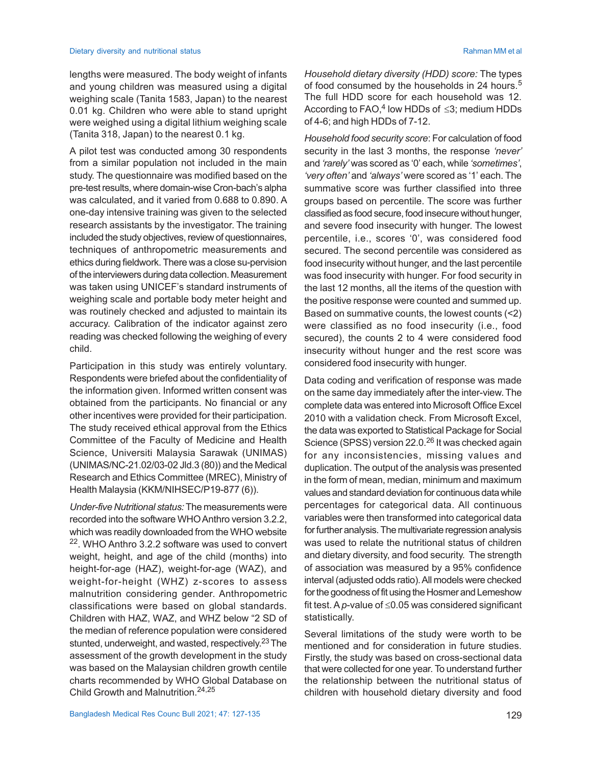lengths were measured. The body weight of infants and young children was measured using a digital weighing scale (Tanita 1583, Japan) to the nearest 0.01 kg. Children who were able to stand upright were weighed using a digital lithium weighing scale (Tanita 318, Japan) to the nearest 0.1 kg.

A pilot test was conducted among 30 respondents from a similar population not included in the main study. The questionnaire was modified based on the pre-test results, where domain-wise Cron-bach's alpha was calculated, and it varied from 0.688 to 0.890. A one-day intensive training was given to the selected research assistants by the investigator. The training included the study objectives, review of questionnaires, techniques of anthropometric measurements and ethics during fieldwork. There was a close su-pervision of the interviewers during data collection. Measurement was taken using UNICEF's standard instruments of weighing scale and portable body meter height and was routinely checked and adjusted to maintain its accuracy. Calibration of the indicator against zero reading was checked following the weighing of every child.

Participation in this study was entirely voluntary. Respondents were briefed about the confidentiality of the information given. Informed written consent was obtained from the participants. No financial or any other incentives were provided for their participation. The study received ethical approval from the Ethics Committee of the Faculty of Medicine and Health Science, Universiti Malaysia Sarawak (UNIMAS) (UNIMAS/NC-21.02/03-02 Jld.3 (80)) and the Medical Research and Ethics Committee (MREC), Ministry of Health Malaysia (KKM/NIHSEC/P19-877 (6)).

*Under-five Nutritional status:* The measurements were recorded into the software WHO Anthro version 3.2.2, which was readily downloaded from the WHO website [22]. WHO Anthro 3.2.2 software was used to convert weight, height, and age of the child (months) into height-for-age (HAZ), weight-for-age (WAZ), and weight-for-height (WHZ) z-scores to assess malnutrition considering gender. Anthropometric classifications were based on global standards. Children with HAZ, WAZ, and WHZ below "2 SD of the median of reference population were considered stunted, underweight, and wasted, respectively.[23] The assessment of the growth development in the study was based on the Malaysian children growth centile charts recommended by WHO Global Database on Child Growth and Malnutrition.[24,25]

*Household dietary diversity (HDD) score:* The types of food consumed by the households in 24 hours.[5] The full HDD score for each household was 12. According to FAO,[4] low HDDs of ≤3; medium HDDs of 4-6; and high HDDs of 7-12.

*Household food security score*: For calculation of food security in the last 3 months, the response *'never'* and *'rarely'* was scored as '0' each, while *'sometimes'*, *'very often'* and *'always'* were scored as '1' each. The summative score was further classified into three groups based on percentile. The score was further classified as food secure, food insecure without hunger, and severe food insecurity with hunger. The lowest percentile, i.e., scores '0', was considered food secured. The second percentile was considered as food insecurity without hunger, and the last percentile was food insecurity with hunger. For food security in the last 12 months, all the items of the question with the positive response were counted and summed up. Based on summative counts, the lowest counts (<2) were classified as no food insecurity (i.e., food secured), the counts 2 to 4 were considered food insecurity without hunger and the rest score was considered food insecurity with hunger.

Data coding and verification of response was made on the same day immediately after the inter-view. The complete data was entered into Microsoft Office Excel 2010 with a validation check. From Microsoft Excel, the data was exported to Statistical Package for Social Science (SPSS) version 22.0.[26] It was checked again for any inconsistencies, missing values and duplication. The output of the analysis was presented in the form of mean, median, minimum and maximum values and standard deviation for continuous data while percentages for categorical data. All continuous variables were then transformed into categorical data for further analysis. The multivariate regression analysis was used to relate the nutritional status of children and dietary diversity, and food security. The strength of association was measured by a 95% confidence interval (adjusted odds ratio). All models were checked for the goodness of fit using the Hosmer and Lemeshow fit test. A $p$-value of ≤0.05 was considered significant statistically.

Several limitations of the study were worth to be mentioned and for consideration in future studies. Firstly, the study was based on cross-sectional data that were collected for one year. To understand further the relationship between the nutritional status of children with household dietary diversity and food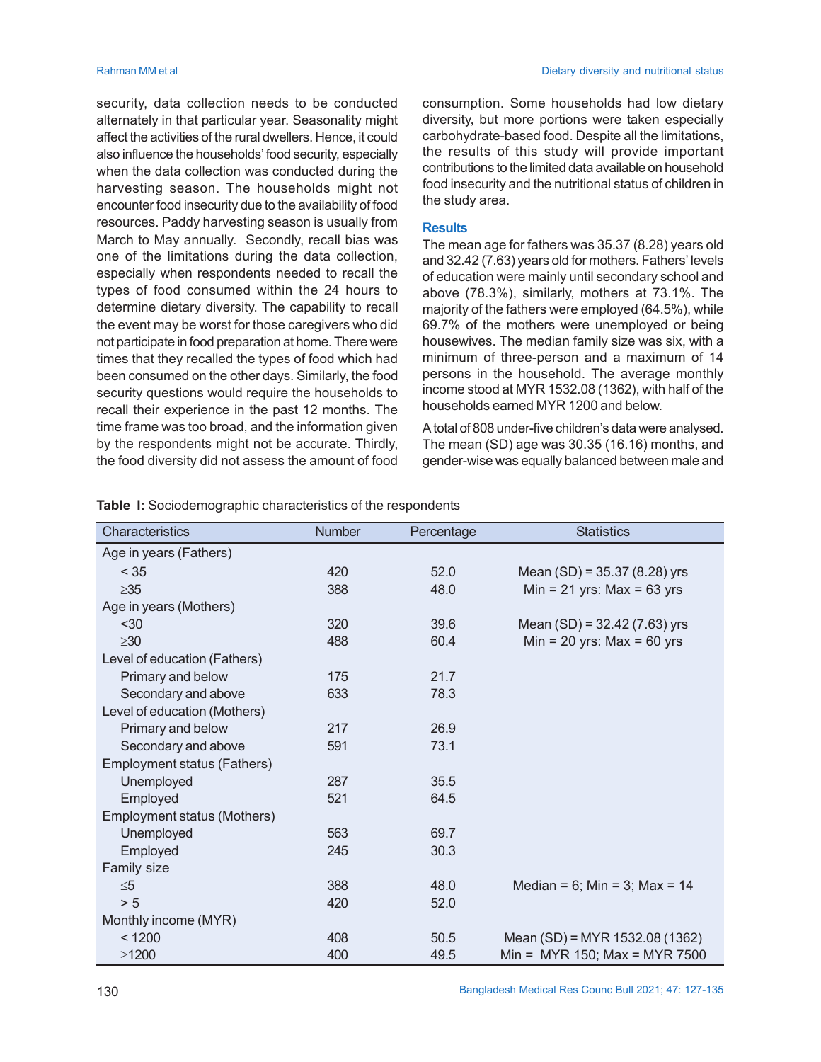security, data collection needs to be conducted alternately in that particular year. Seasonality might affect the activities of the rural dwellers. Hence, it could also influence the households' food security, especially when the data collection was conducted during the harvesting season. The households might not encounter food insecurity due to the availability of food resources. Paddy harvesting season is usually from March to May annually. Secondly, recall bias was one of the limitations during the data collection, especially when respondents needed to recall the types of food consumed within the 24 hours to determine dietary diversity. The capability to recall the event may be worst for those caregivers who did not participate in food preparation at home. There were times that they recalled the types of food which had been consumed on the other days. Similarly, the food security questions would require the households to recall their experience in the past 12 months. The time frame was too broad, and the information given by the respondents might not be accurate. Thirdly, the food diversity did not assess the amount of food consumption. Some households had low dietary diversity, but more portions were taken especially carbohydrate-based food. Despite all the limitations, the results of this study will provide important contributions to the limited data available on household food insecurity and the nutritional status of children in the study area.

## Results

The mean age for fathers was 35.37 (8.28) years old and 32.42 (7.63) years old for mothers. Fathers' levels of education were mainly until secondary school and above (78.3%), similarly, mothers at 73.1%. The majority of the fathers were employed (64.5%), while 69.7% of the mothers were unemployed or being housewives. The median family size was six, with a minimum of three-person and a maximum of 14 persons in the household. The average monthly income stood at MYR 1532.08 (1362), with half of the households earned MYR 1200 and below.

A total of 808 under-five children's data were analysed. The mean (SD) age was 30.35 (16.16) months, and gender-wise was equally balanced between male and

**Table I:** Sociodemographic characteristics of the respondents

| Characteristics | Number | Percentage | Statistics |
|---|---|---|---|
| Age in years (Fathers) | | | |
| < 35 | 420 | 52.0 | Mean (SD) = 35.37 (8.28) yrs |
| ≥35 | 388 | 48.0 | Min = 21 yrs: Max = 63 yrs |
| Age in years (Mothers) | | | |
| <30 | 320 | 39.6 | Mean (SD) = 32.42 (7.63) yrs |
| ≥30 | 488 | 60.4 | Min = 20 yrs: Max = 60 yrs |
| Level of education (Fathers) | | | |
| Primary and below | 175 | 21.7 | |
| Secondary and above | 633 | 78.3 | |
| Level of education (Mothers) | | | |
| Primary and below | 217 | 26.9 | |
| Secondary and above | 591 | 73.1 | |
| Employment status (Fathers) | | | |
| Unemployed | 287 | 35.5 | |
| Employed | 521 | 64.5 | |
| Employment status (Mothers) | | | |
| Unemployed | 563 | 69.7 | |
| Employed | 245 | 30.3 | |
| Family size | | | |
| ≤5 | 388 | 48.0 | Median = 6; Min = 3; Max = 14 |
| > 5 | 420 | 52.0 | |
| Monthly income (MYR) | | | |
| < 1200 | 408 | 50.5 | Mean (SD) = MYR 1532.08 (1362) |
| ≥1200 | 400 | 49.5 | Min = MYR 150; Max = MYR 7500 |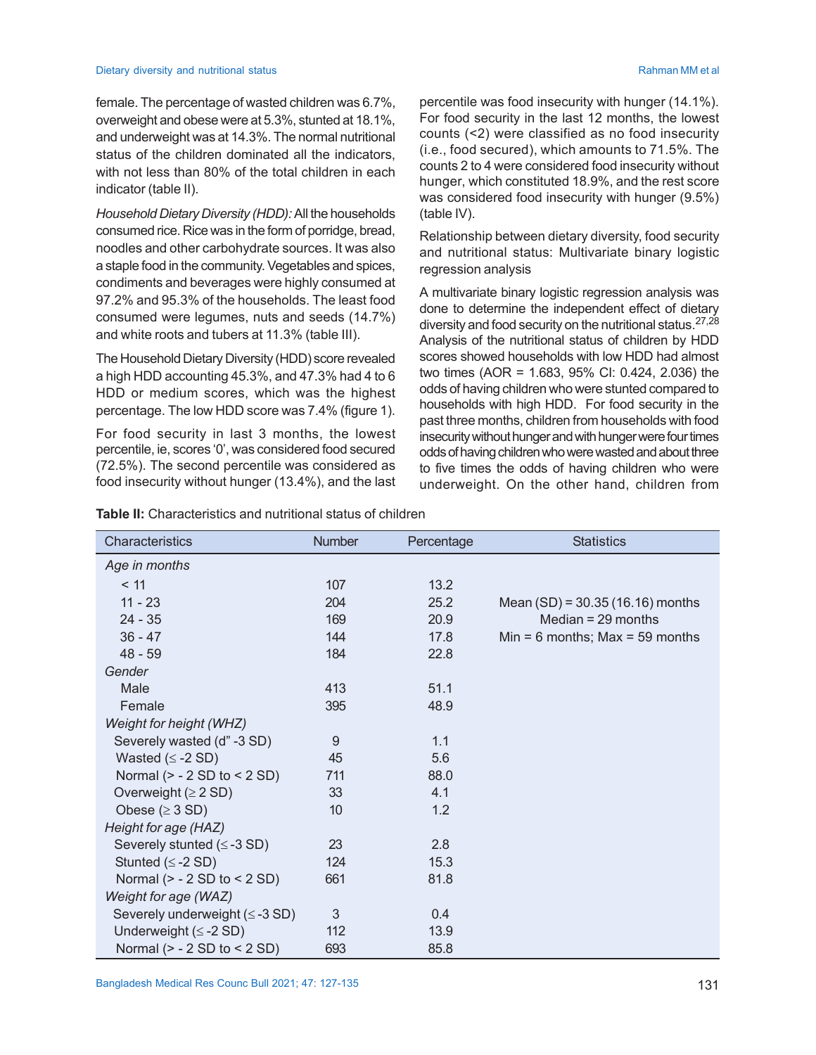female. The percentage of wasted children was 6.7%, overweight and obese were at 5.3%, stunted at 18.1%, and underweight was at 14.3%. The normal nutritional status of the children dominated all the indicators, with not less than 80% of the total children in each indicator (table II).

*Household Dietary Diversity (HDD):* All the households consumed rice. Rice was in the form of porridge, bread, noodles and other carbohydrate sources. It was also a staple food in the community. Vegetables and spices, condiments and beverages were highly consumed at 97.2% and 95.3% of the households. The least food consumed were legumes, nuts and seeds (14.7%) and white roots and tubers at 11.3% (table III).

The Household Dietary Diversity (HDD) score revealed a high HDD accounting 45.3%, and 47.3% had 4 to 6 HDD or medium scores, which was the highest percentage. The low HDD score was 7.4% (figure 1).

For food security in last 3 months, the lowest percentile, ie, scores '0', was considered food secured (72.5%). The second percentile was considered as food insecurity without hunger (13.4%), and the last percentile was food insecurity with hunger (14.1%). For food security in the last 12 months, the lowest counts (<2) were classified as no food insecurity (i.e., food secured), which amounts to 71.5%. The counts 2 to 4 were considered food insecurity without hunger, which constituted 18.9%, and the rest score was considered food insecurity with hunger (9.5%) (table IV).

Relationship between dietary diversity, food security and nutritional status: Multivariate binary logistic regression analysis

A multivariate binary logistic regression analysis was done to determine the independent effect of dietary diversity and food security on the nutritional status.[27,28] Analysis of the nutritional status of children by HDD scores showed households with low HDD had almost two times (AOR = 1.683, 95% CI: 0.424, 2.036) the odds of having children who were stunted compared to households with high HDD. For food security in the past three months, children from households with food insecurity without hunger and with hunger were four times odds of having children who were wasted and about three to five times the odds of having children who were underweight. On the other hand, children from

**Table II:** Characteristics and nutritional status of children

| Characteristics | Number | Percentage | Statistics |
|---|---|---|---|
| *Age in months* | | | |
| < 11 | 107 | 13.2 | |
| 11 - 23 | 204 | 25.2 | Mean (SD) = 30.35 (16.16) months |
| 24 - 35 | 169 | 20.9 | Median = 29 months |
| 36 - 47 | 144 | 17.8 | Min = 6 months; Max = 59 months |
| 48 - 59 | 184 | 22.8 | |
| *Gender* | | | |
| Male | 413 | 51.1 | |
| Female | 395 | 48.9 | |
| *Weight for height (WHZ)* | | | |
| Severely wasted (d" -3 SD) | 9 | 1.1 | |
| Wasted (≤ -2 SD) | 45 | 5.6 | |
| Normal (> - 2 SD to < 2 SD) | 711 | 88.0 | |
| Overweight (≥ 2 SD) | 33 | 4.1 | |
| Obese (≥ 3 SD) | 10 | 1.2 | |
| *Height for age (HAZ)* | | | |
| Severely stunted (≤ -3 SD) | 23 | 2.8 | |
| Stunted (≤ -2 SD) | 124 | 15.3 | |
| Normal (> - 2 SD to < 2 SD) | 661 | 81.8 | |
| *Weight for age (WAZ)* | | | |
| Severely underweight (≤ -3 SD) | 3 | 0.4 | |
| Underweight (≤ -2 SD) | 112 | 13.9 | |
| Normal (> - 2 SD to < 2 SD) | 693 | 85.8 | |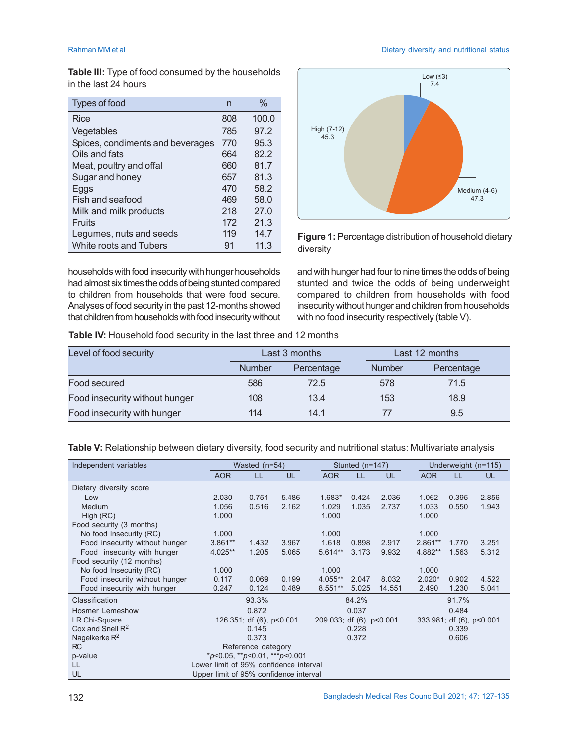**Table III:** Type of food consumed by the households in the last 24 hours

| Types of food | n | % |
|---|---|---|
| Rice | 808 | 100.0 |
| Vegetables | 785 | 97.2 |
| Spices, condiments and beverages | 770 | 95.3 |
| Oils and fats | 664 | 82.2 |
| Meat, poultry and offal | 660 | 81.7 |
| Sugar and honey | 657 | 81.3 |
| Eggs | 470 | 58.2 |
| Fish and seafood | 469 | 58.0 |
| Milk and milk products | 218 | 27.0 |
| Fruits | 172 | 21.3 |
| Legumes, nuts and seeds | 119 | 14.7 |
| White roots and Tubers | 91 | 11.3 |

Low (≤3) 7.4; Medium (4-6) 47.3; High (7-12) 45.3

**Figure 1:** Percentage distribution of household dietary diversity

households with food insecurity with hunger households had almost six times the odds of being stunted compared to children from households that were food secure. Analyses of food security in the past 12-months showed that children from households with food insecurity without and with hunger had four to nine times the odds of being stunted and twice the odds of being underweight compared to children from households with food insecurity without hunger and children from households with no food insecurity respectively (table V).

**Table IV:** Household food security in the last three and 12 months

| Level of food security | Last 3 months | | Last 12 months | |
|---|---|---|---|---|
| | Number | Percentage | Number | Percentage |
| Food secured | 586 | 72.5 | 578 | 71.5 |
| Food insecurity without hunger | 108 | 13.4 | 153 | 18.9 |
| Food insecurity with hunger | 114 | 14.1 | 77 | 9.5 |

**Table V:** Relationship between dietary diversity, food security and nutritional status: Multivariate analysis

| Independent variables | Wasted (n=54) | | | Stunted (n=147) | | | Underweight (n=115) | | |
|---|---|---|---|---|---|---|---|---|---|
| | AOR | LL | UL | AOR | LL | UL | AOR | LL | UL |
| Dietary diversity score | | | | | | | | | |
| Low | 2.030 | 0.751 | 5.486 | 1.683* | 0.424 | 2.036 | 1.062 | 0.395 | 2.856 |
| Medium | 1.056 | 0.516 | 2.162 | 1.029 | 1.035 | 2.737 | 1.033 | 0.550 | 1.943 |
| High (RC) | 1.000 | | | 1.000 | | | 1.000 | | |
| Food security (3 months) | | | | | | | | | |
| No food Insecurity (RC) | 1.000 | | | 1.000 | | | 1.000 | | |
| Food insecurity without hunger | 3.861** | 1.432 | 3.967 | 1.618 | 0.898 | 2.917 | 2.861** | 1.770 | 3.251 |
| Food insecurity with hunger | 4.025** | 1.205 | 5.065 | 5.614** | 3.173 | 9.932 | 4.882** | 1.563 | 5.312 |
| Food security (12 months) | | | | | | | | | |
| No food Insecurity (RC) | 1.000 | | | 1.000 | | | 1.000 | | |
| Food insecurity without hunger | 0.117 | 0.069 | 0.199 | 4.055** | 2.047 | 8.032 | 2.020* | 0.902 | 4.522 |
| Food insecurity with hunger | 0.247 | 0.124 | 0.489 | 8.551** | 5.025 | 14.551 | 2.490 | 1.230 | 5.041 |
| Classification | 93.3% | | | 84.2% | | | 91.7% | | |
| Hosmer Lemeshow | 0.872 | | | 0.037 | | | 0.484 | | |
| LR Chi-Square | 126.351; df (6), p<0.001 | | | 209.033; df (6), p<0.001 | | | 333.981; df (6), p<0.001 | | |
| Cox and Snell $R^2$ | 0.145 | | | 0.228 | | | 0.339 | | |
| Nagelkerke $R^2$ | 0.373 | | | 0.372 | | | 0.606 | | |

RC: Reference category
p-value: *$p$<0.05, **$p$<0.01, ***$p$<0.001
LL: Lower limit of 95% confidence interval
UL: Upper limit of 95% confidence interval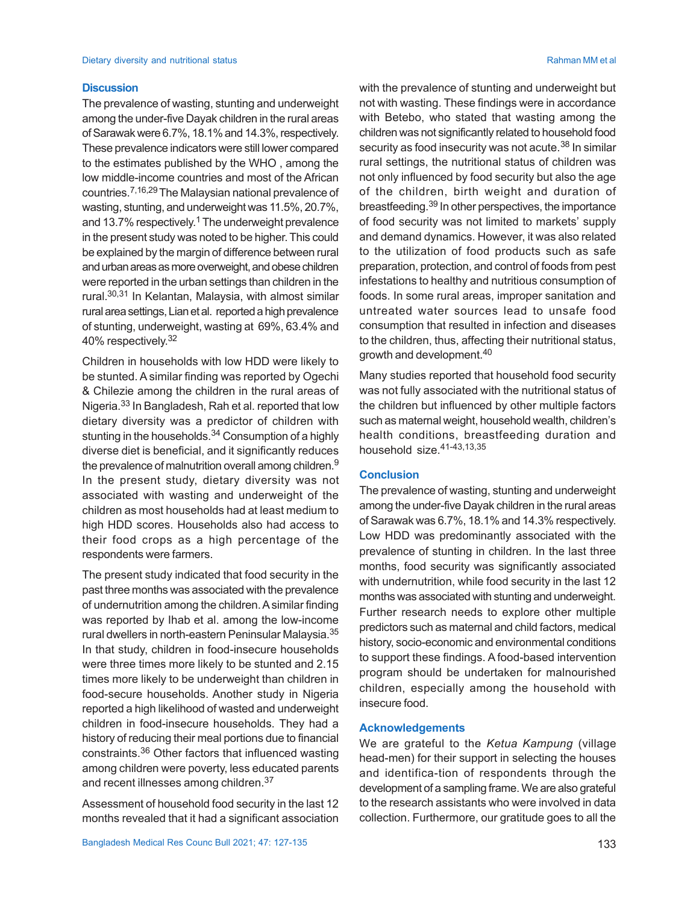## Discussion

The prevalence of wasting, stunting and underweight among the under-five Dayak children in the rural areas of Sarawak were 6.7%, 18.1% and 14.3%, respectively. These prevalence indicators were still lower compared to the estimates published by the WHO , among the low middle-income countries and most of the African countries.[7,16,29] The Malaysian national prevalence of wasting, stunting, and underweight was 11.5%, 20.7%, and 13.7% respectively.[1] The underweight prevalence in the present study was noted to be higher. This could be explained by the margin of difference between rural and urban areas as more overweight, and obese children were reported in the urban settings than children in the rural.[30,31] In Kelantan, Malaysia, with almost similar rural area settings, Lian et al. reported a high prevalence of stunting, underweight, wasting at 69%, 63.4% and 40% respectively.[32]

Children in households with low HDD were likely to be stunted. A similar finding was reported by Ogechi & Chilezie among the children in the rural areas of Nigeria.[33] In Bangladesh, Rah et al. reported that low dietary diversity was a predictor of children with stunting in the households.[34] Consumption of a highly diverse diet is beneficial, and it significantly reduces the prevalence of malnutrition overall among children.[9] In the present study, dietary diversity was not associated with wasting and underweight of the children as most households had at least medium to high HDD scores. Households also had access to their food crops as a high percentage of the respondents were farmers.

The present study indicated that food security in the past three months was associated with the prevalence of undernutrition among the children. A similar finding was reported by Ihab et al. among the low-income rural dwellers in north-eastern Peninsular Malaysia.[35] In that study, children in food-insecure households were three times more likely to be stunted and 2.15 times more likely to be underweight than children in food-secure households. Another study in Nigeria reported a high likelihood of wasted and underweight children in food-insecure households. They had a history of reducing their meal portions due to financial constraints.[36] Other factors that influenced wasting among children were poverty, less educated parents and recent illnesses among children.[37]

Assessment of household food security in the last 12 months revealed that it had a significant association with the prevalence of stunting and underweight but not with wasting. These findings were in accordance with Betebo, who stated that wasting among the children was not significantly related to household food security as food insecurity was not acute.[38] In similar rural settings, the nutritional status of children was not only influenced by food security but also the age of the children, birth weight and duration of breastfeeding.[39] In other perspectives, the importance of food security was not limited to markets' supply and demand dynamics. However, it was also related to the utilization of food products such as safe preparation, protection, and control of foods from pest infestations to healthy and nutritious consumption of foods. In some rural areas, improper sanitation and untreated water sources lead to unsafe food consumption that resulted in infection and diseases to the children, thus, affecting their nutritional status, growth and development.[40]

Many studies reported that household food security was not fully associated with the nutritional status of the children but influenced by other multiple factors such as maternal weight, household wealth, children's health conditions, breastfeeding duration and household size.[41-43,13,35]

## Conclusion

The prevalence of wasting, stunting and underweight among the under-five Dayak children in the rural areas of Sarawak was 6.7%, 18.1% and 14.3% respectively. Low HDD was predominantly associated with the prevalence of stunting in children. In the last three months, food security was significantly associated with undernutrition, while food security in the last 12 months was associated with stunting and underweight. Further research needs to explore other multiple predictors such as maternal and child factors, medical history, socio-economic and environmental conditions to support these findings. A food-based intervention program should be undertaken for malnourished children, especially among the household with insecure food.

## Acknowledgements

We are grateful to the *Ketua Kampung* (village head-men) for their support in selecting the houses and identifica-tion of respondents through the development of a sampling frame. We are also grateful to the research assistants who were involved in data collection. Furthermore, our gratitude goes to all the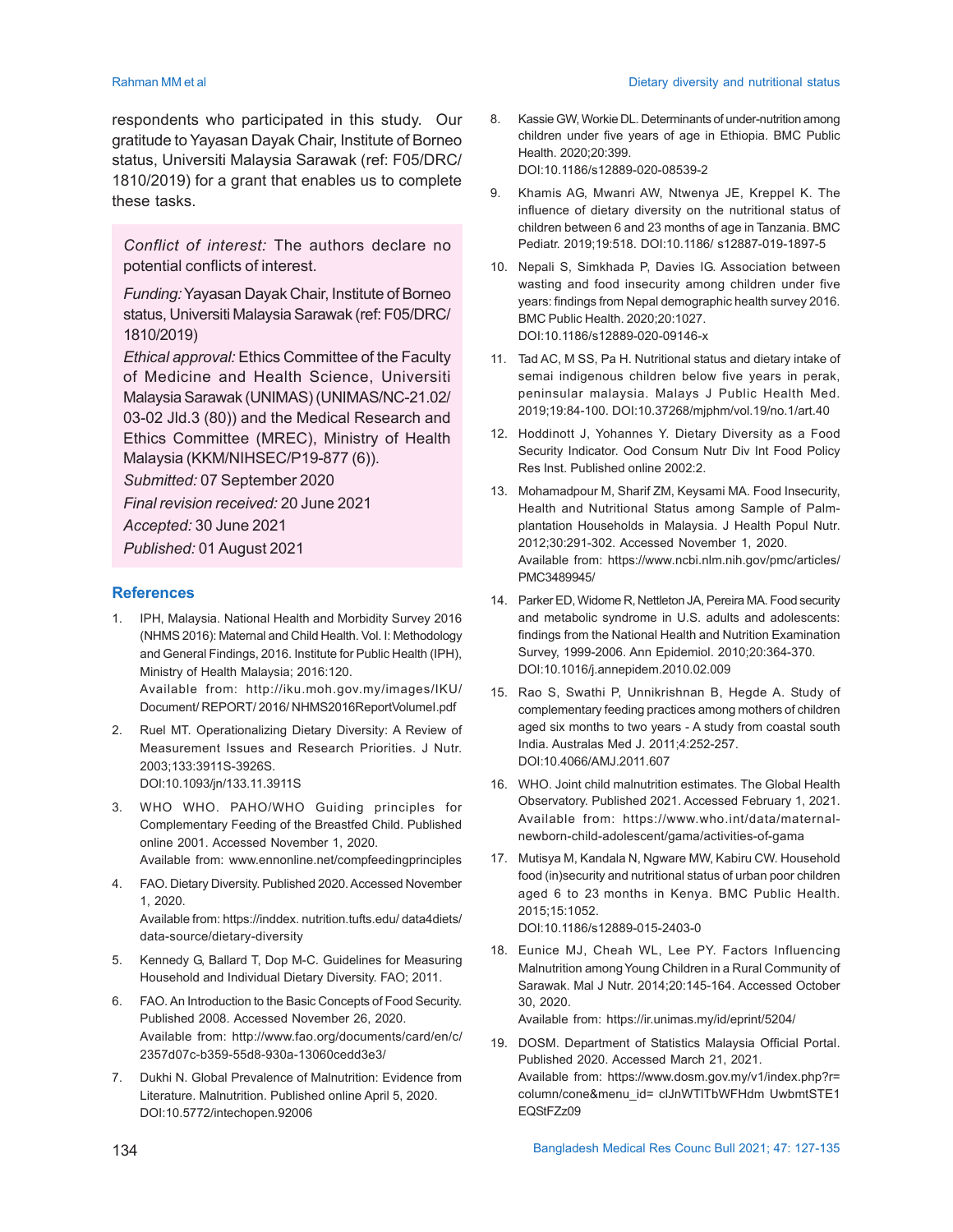respondents who participated in this study. Our gratitude to Yayasan Dayak Chair, Institute of Borneo status, Universiti Malaysia Sarawak (ref: F05/DRC/ 1810/2019) for a grant that enables us to complete these tasks.

*Conflict of interest:* The authors declare no potential conflicts of interest.

*Funding:* Yayasan Dayak Chair, Institute of Borneo status, Universiti Malaysia Sarawak (ref: F05/DRC/ 1810/2019)

*Ethical approval:* Ethics Committee of the Faculty of Medicine and Health Science, Universiti Malaysia Sarawak (UNIMAS) (UNIMAS/NC-21.02/ 03-02 Jld.3 (80)) and the Medical Research and Ethics Committee (MREC), Ministry of Health Malaysia (KKM/NIHSEC/P19-877 (6)).

*Submitted:* 07 September 2020

*Final revision received:* 20 June 2021

*Accepted:* 30 June 2021

*Published:* 01 August 2021

## References

1. IPH, Malaysia. National Health and Morbidity Survey 2016 (NHMS 2016): Maternal and Child Health. Vol. I: Methodology and General Findings, 2016. Institute for Public Health (IPH), Ministry of Health Malaysia; 2016:120. Available from: http://iku.moh.gov.my/images/IKU/ Document/ REPORT/ 2016/ NHMS2016ReportVolumeI.pdf
2. Ruel MT. Operationalizing Dietary Diversity: A Review of Measurement Issues and Research Priorities. J Nutr. 2003;133:3911S-3926S. DOI:10.1093/jn/133.11.3911S
3. WHO WHO. PAHO/WHO Guiding principles for Complementary Feeding of the Breastfed Child. Published online 2001. Accessed November 1, 2020. Available from: www.ennonline.net/compfeedingprinciples
4. FAO. Dietary Diversity. Published 2020. Accessed November 1, 2020. Available from: https://inddex. nutrition.tufts.edu/ data4diets/ data-source/dietary-diversity
5. Kennedy G, Ballard T, Dop M-C. Guidelines for Measuring Household and Individual Dietary Diversity. FAO; 2011.
6. FAO. An Introduction to the Basic Concepts of Food Security. Published 2008. Accessed November 26, 2020. Available from: http://www.fao.org/documents/card/en/c/ 2357d07c-b359-55d8-930a-13060cedd3e3/
7. Dukhi N. Global Prevalence of Malnutrition: Evidence from Literature. Malnutrition. Published online April 5, 2020. DOI:10.5772/intechopen.92006
8. Kassie GW, Workie DL. Determinants of under-nutrition among children under five years of age in Ethiopia. BMC Public Health. 2020;20:399. DOI:10.1186/s12889-020-08539-2
9. Khamis AG, Mwanri AW, Ntwenya JE, Kreppel K. The influence of dietary diversity on the nutritional status of children between 6 and 23 months of age in Tanzania. BMC Pediatr. 2019;19:518. DOI:10.1186/ s12887-019-1897-5
10. Nepali S, Simkhada P, Davies IG. Association between wasting and food insecurity among children under five years: findings from Nepal demographic health survey 2016. BMC Public Health. 2020;20:1027. DOI:10.1186/s12889-020-09146-x
11. Tad AC, M SS, Pa H. Nutritional status and dietary intake of semai indigenous children below five years in perak, peninsular malaysia. Malays J Public Health Med. 2019;19:84-100. DOI:10.37268/mjphm/vol.19/no.1/art.40
12. Hoddinott J, Yohannes Y. Dietary Diversity as a Food Security Indicator. Ood Consum Nutr Div Int Food Policy Res Inst. Published online 2002:2.
13. Mohamadpour M, Sharif ZM, Keysami MA. Food Insecurity, Health and Nutritional Status among Sample of Palm-plantation Households in Malaysia. J Health Popul Nutr. 2012;30:291-302. Accessed November 1, 2020. Available from: https://www.ncbi.nlm.nih.gov/pmc/articles/ PMC3489945/
14. Parker ED, Widome R, Nettleton JA, Pereira MA. Food security and metabolic syndrome in U.S. adults and adolescents: findings from the National Health and Nutrition Examination Survey, 1999-2006. Ann Epidemiol. 2010;20:364-370. DOI:10.1016/j.annepidem.2010.02.009
15. Rao S, Swathi P, Unnikrishnan B, Hegde A. Study of complementary feeding practices among mothers of children aged six months to two years - A study from coastal south India. Australas Med J. 2011;4:252-257. DOI:10.4066/AMJ.2011.607
16. WHO. Joint child malnutrition estimates. The Global Health Observatory. Published 2021. Accessed February 1, 2021. Available from: https://www.who.int/data/maternal-newborn-child-adolescent/gama/activities-of-gama
17. Mutisya M, Kandala N, Ngware MW, Kabiru CW. Household food (in)security and nutritional status of urban poor children aged 6 to 23 months in Kenya. BMC Public Health. 2015;15:1052. DOI:10.1186/s12889-015-2403-0
18. Eunice MJ, Cheah WL, Lee PY. Factors Influencing Malnutrition among Young Children in a Rural Community of Sarawak. Mal J Nutr. 2014;20:145-164. Accessed October 30, 2020. Available from: https://ir.unimas.my/id/eprint/5204/
19. DOSM. Department of Statistics Malaysia Official Portal. Published 2020. Accessed March 21, 2021. Available from: https://www.dosm.gov.my/v1/index.php?r= column/cone&menu_id= clJnWTlTbWFHdm UwbmtSTE1 EQStFZz09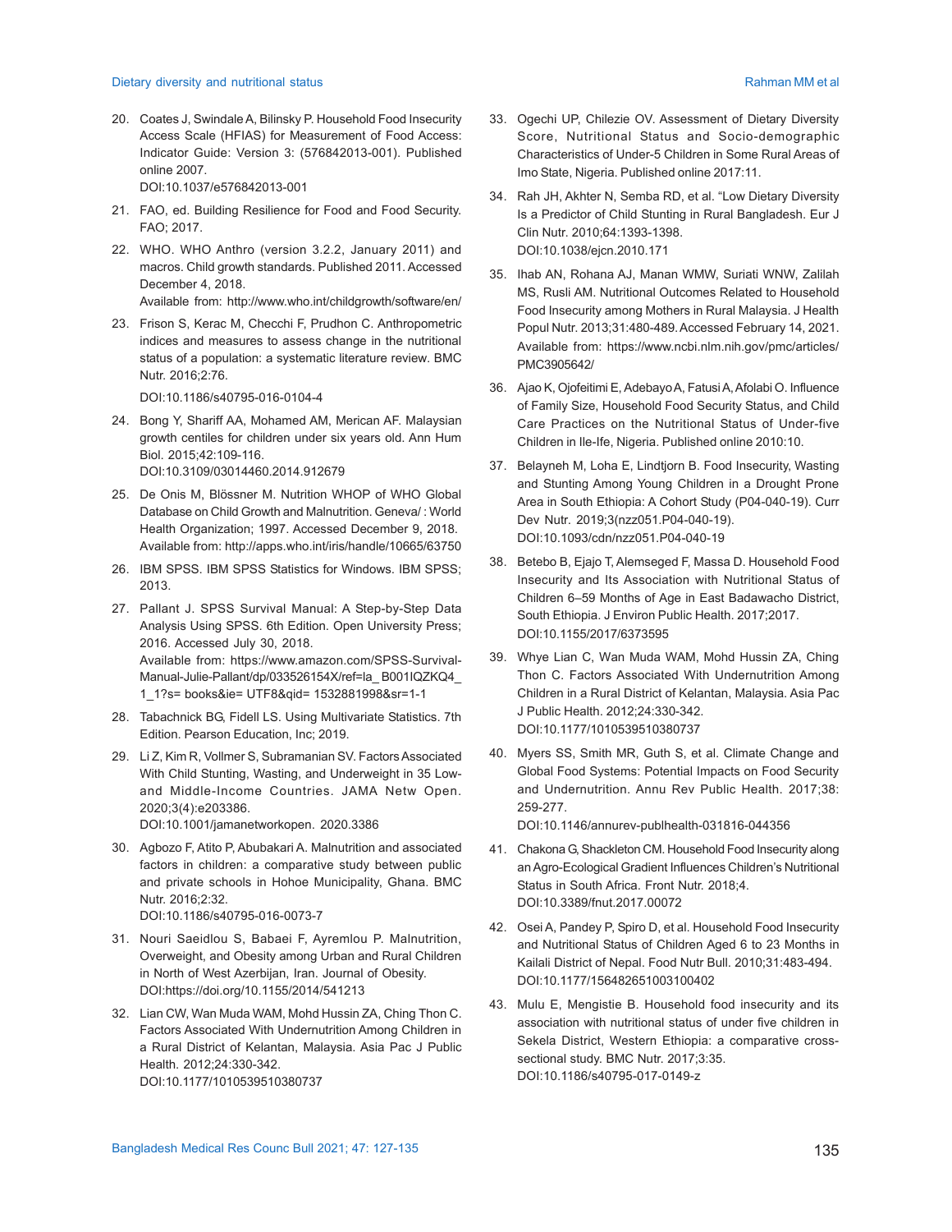20. Coates J, Swindale A, Bilinsky P. Household Food Insecurity Access Scale (HFIAS) for Measurement of Food Access: Indicator Guide: Version 3: (576842013-001). Published online 2007.
    DOI:10.1037/e576842013-001
21. FAO, ed. Building Resilience for Food and Food Security. FAO; 2017.
22. WHO. WHO Anthro (version 3.2.2, January 2011) and macros. Child growth standards. Published 2011. Accessed December 4, 2018.
    Available from: http://www.who.int/childgrowth/software/en/
23. Frison S, Kerac M, Checchi F, Prudhon C. Anthropometric indices and measures to assess change in the nutritional status of a population: a systematic literature review. BMC Nutr. 2016;2:76.
    DOI:10.1186/s40795-016-0104-4
24. Bong Y, Shariff AA, Mohamed AM, Merican AF. Malaysian growth centiles for children under six years old. Ann Hum Biol. 2015;42:109-116.
    DOI:10.3109/03014460.2014.912679
25. De Onis M, Blössner M. Nutrition WHOP of WHO Global Database on Child Growth and Malnutrition. Geneva/ : World Health Organization; 1997. Accessed December 9, 2018. Available from: http://apps.who.int/iris/handle/10665/63750
26. IBM SPSS. IBM SPSS Statistics for Windows. IBM SPSS; 2013.
27. Pallant J. SPSS Survival Manual: A Step-by-Step Data Analysis Using SPSS. 6th Edition. Open University Press; 2016. Accessed July 30, 2018.
    Available from: https://www.amazon.com/SPSS-Survival-Manual-Julie-Pallant/dp/033526154X/ref=la_ B001IQZKQ4_ 1_1?s= books&ie= UTF8&qid= 1532881998&sr=1-1
28. Tabachnick BG, Fidell LS. Using Multivariate Statistics. 7th Edition. Pearson Education, Inc; 2019.
29. Li Z, Kim R, Vollmer S, Subramanian SV. Factors Associated With Child Stunting, Wasting, and Underweight in 35 Low-and Middle-Income Countries. JAMA Netw Open. 2020;3(4):e203386.
    DOI:10.1001/jamanetworkopen. 2020.3386
30. Agbozo F, Atito P, Abubakari A. Malnutrition and associated factors in children: a comparative study between public and private schools in Hohoe Municipality, Ghana. BMC Nutr. 2016;2:32.
    DOI:10.1186/s40795-016-0073-7
31. Nouri Saeidlou S, Babaei F, Ayremlou P. Malnutrition, Overweight, and Obesity among Urban and Rural Children in North of West Azerbijan, Iran. Journal of Obesity.
    DOI:https://doi.org/10.1155/2014/541213
32. Lian CW, Wan Muda WAM, Mohd Hussin ZA, Ching Thon C. Factors Associated With Undernutrition Among Children in a Rural District of Kelantan, Malaysia. Asia Pac J Public Health. 2012;24:330-342.
    DOI:10.1177/1010539510380737
33. Ogechi UP, Chilezie OV. Assessment of Dietary Diversity Score, Nutritional Status and Socio-demographic Characteristics of Under-5 Children in Some Rural Areas of Imo State, Nigeria. Published online 2017:11.
34. Rah JH, Akhter N, Semba RD, et al. "Low Dietary Diversity Is a Predictor of Child Stunting in Rural Bangladesh. Eur J Clin Nutr. 2010;64:1393-1398.
    DOI:10.1038/ejcn.2010.171
35. Ihab AN, Rohana AJ, Manan WMW, Suriati WNW, Zalilah MS, Rusli AM. Nutritional Outcomes Related to Household Food Insecurity among Mothers in Rural Malaysia. J Health Popul Nutr. 2013;31:480-489. Accessed February 14, 2021. Available from: https://www.ncbi.nlm.nih.gov/pmc/articles/PMC3905642/
36. Ajao K, Ojofeitimi E, Adebayo A, Fatusi A, Afolabi O. Influence of Family Size, Household Food Security Status, and Child Care Practices on the Nutritional Status of Under-five Children in Ile-Ife, Nigeria. Published online 2010:10.
37. Belayneh M, Loha E, Lindtjorn B. Food Insecurity, Wasting and Stunting Among Young Children in a Drought Prone Area in South Ethiopia: A Cohort Study (P04-040-19). Curr Dev Nutr. 2019;3(nzz051.P04-040-19).
    DOI:10.1093/cdn/nzz051.P04-040-19
38. Betebo B, Ejajo T, Alemseged F, Massa D. Household Food Insecurity and Its Association with Nutritional Status of Children 6–59 Months of Age in East Badawacho District, South Ethiopia. J Environ Public Health. 2017;2017.
    DOI:10.1155/2017/6373595
39. Whye Lian C, Wan Muda WAM, Mohd Hussin ZA, Ching Thon C. Factors Associated With Undernutrition Among Children in a Rural District of Kelantan, Malaysia. Asia Pac J Public Health. 2012;24:330-342.
    DOI:10.1177/1010539510380737
40. Myers SS, Smith MR, Guth S, et al. Climate Change and Global Food Systems: Potential Impacts on Food Security and Undernutrition. Annu Rev Public Health. 2017;38: 259-277.
    DOI:10.1146/annurev-publhealth-031816-044356
41. Chakona G, Shackleton CM. Household Food Insecurity along an Agro-Ecological Gradient Influences Children's Nutritional Status in South Africa. Front Nutr. 2018;4.
    DOI:10.3389/fnut.2017.00072
42. Osei A, Pandey P, Spiro D, et al. Household Food Insecurity and Nutritional Status of Children Aged 6 to 23 Months in Kailali District of Nepal. Food Nutr Bull. 2010;31:483-494.
    DOI:10.1177/156482651003100402
43. Mulu E, Mengistie B. Household food insecurity and its association with nutritional status of under five children in Sekela District, Western Ethiopia: a comparative cross-sectional study. BMC Nutr. 2017;3:35.
    DOI:10.1186/s40795-017-0149-z